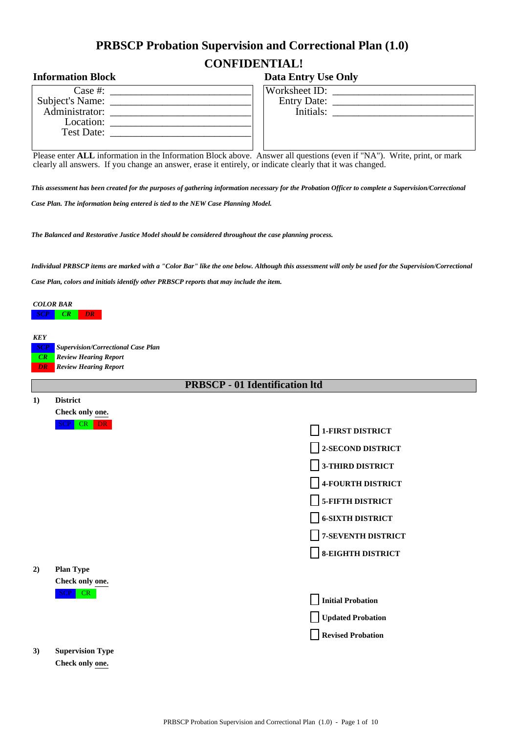# PRBSCP Probation Supervision and Correctional Plan (1.0)

## CONFIDENTIAL!

| Information Block | Data Entry Use Only |
|---|---|
| Case #: ___________________________ | Worksheet ID: ___________________________ |
| Subject's Name: ___________________________ | Entry Date: ___________________________ |
| Administrator: ___________________________ | Initials: ___________________________ |
| Location: ___________________________ | |
| Test Date: ___________________________ | |

Please enter **ALL** information in the Information Block above. Answer all questions (even if "NA"). Write, print, or mark clearly all answers. If you change an answer, erase it entirely, or indicate clearly that it was changed.

***This assessment has been created for the purposes of gathering information necessary for the Probation Officer to complete a Supervision/Correctional Case Plan. The information being entered is tied to the NEW Case Planning Model.***

***The Balanced and Restorative Justice Model should be considered throughout the case planning process.***

***Individual PRBSCP items are marked with a "Color Bar" like the one below. Although this assessment will only be used for the Supervision/Correctional Case Plan, colors and initials identify other PRBSCP reports that may include the item.***

***COLOR BAR***

***SCP*** ***CR*** ***DR***

***KEY***

***SCP*** ***Supervision/Correctional Case Plan***
***CR*** ***Review Hearing Report***
***DR*** ***Review Hearing Report***

## PRBSCP - 01 Identification ltd

**1) District**

**Check only one.**

SCP CR DR

- [ ] **1-FIRST DISTRICT**
- [ ] **2-SECOND DISTRICT**
- [ ] **3-THIRD DISTRICT**
- [ ] **4-FOURTH DISTRICT**
- [ ] **5-FIFTH DISTRICT**
- [ ] **6-SIXTH DISTRICT**
- [ ] **7-SEVENTH DISTRICT**
- [ ] **8-EIGHTH DISTRICT**

**2) Plan Type**

**Check only one.**

SCP CR

- [ ] **Initial Probation**
- [ ] **Updated Probation**
- [ ] **Revised Probation**

**3) Supervision Type**

**Check only one.**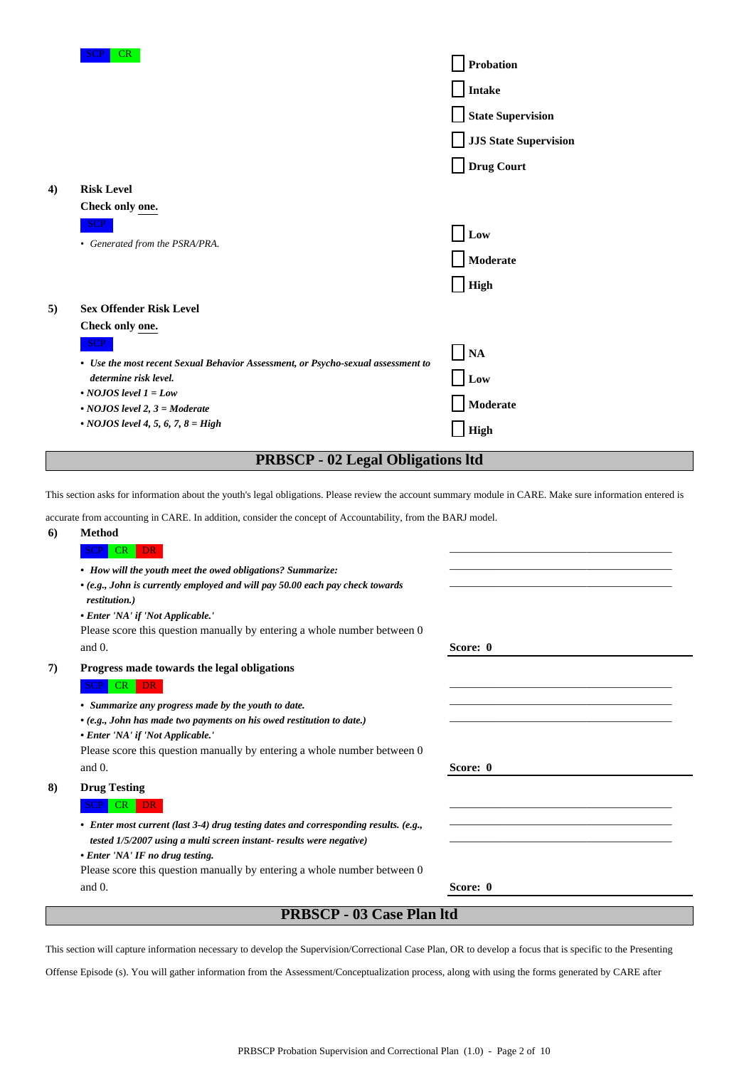SCP CR

- [ ] Probation
- [ ] Intake
- [ ] State Supervision
- [ ] JJS State Supervision
- [ ] Drug Court

**4) Risk Level**

**Check only one.**

SCP

- *Generated from the PSRA/PRA.*

- [ ] Low
- [ ] Moderate
- [ ] High

**5) Sex Offender Risk Level**

**Check only one.**

SCP

- ***Use the most recent Sexual Behavior Assessment, or Psycho-sexual assessment to determine risk level.***
- ***NOJOS level 1 = Low***
- ***NOJOS level 2, 3 = Moderate***
- ***NOJOS level 4, 5, 6, 7, 8 = High***

- [ ] NA
- [ ] Low
- [ ] Moderate
- [ ] High

## PRBSCP - 02 Legal Obligations ltd

This section asks for information about the youth's legal obligations. Please review the account summary module in CARE. Make sure information entered is accurate from accounting in CARE. In addition, consider the concept of Accountability, from the BARJ model.

**6) Method**

SCP CR DR

- ***How will the youth meet the owed obligations? Summarize:***
- ***(e.g., John is currently employed and will pay 50.00 each pay check towards restitution.)***
- ***Enter 'NA' if 'Not Applicable.'***

Please score this question manually by entering a whole number between 0 and 0.

______________________________

______________________________

______________________________

**Score: 0**

**7) Progress made towards the legal obligations**

SCP CR DR

- ***Summarize any progress made by the youth to date.***
- ***(e.g., John has made two payments on his owed restitution to date.)***
- ***Enter 'NA' if 'Not Applicable.'***

Please score this question manually by entering a whole number between 0 and 0.

______________________________

______________________________

______________________________

**Score: 0**

**8) Drug Testing**

SCP CR DR

- ***Enter most current (last 3-4) drug testing dates and corresponding results. (e.g., tested 1/5/2007 using a multi screen instant- results were negative)***
- ***Enter 'NA' IF no drug testing.***

Please score this question manually by entering a whole number between 0 and 0.

______________________________

______________________________

______________________________

**Score: 0**

## PRBSCP - 03 Case Plan ltd

This section will capture information necessary to develop the Supervision/Correctional Case Plan, OR to develop a focus that is specific to the Presenting Offense Episode (s). You will gather information from the Assessment/Conceptualization process, along with using the forms generated by CARE after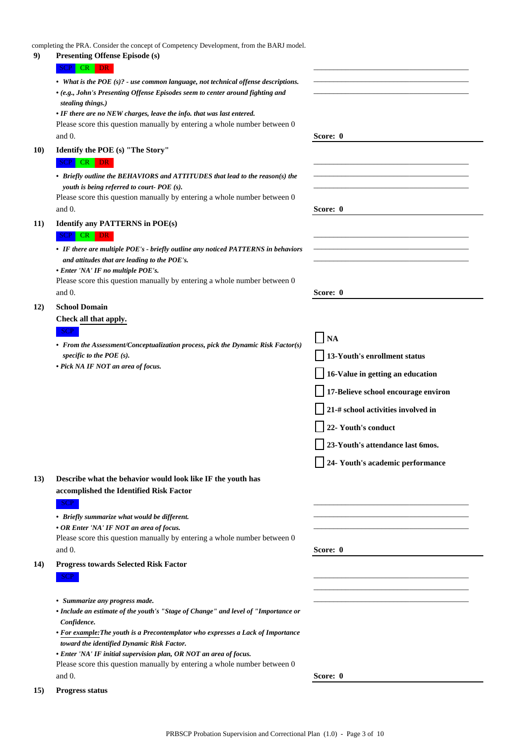completing the PRA. Consider the concept of Competency Development, from the BARJ model.

**9) Presenting Offense Episode (s)**

SCP CR DR

- ***What is the POE (s)? - use common language, not technical offense descriptions.***
- ***(e.g., John's Presenting Offense Episodes seem to center around fighting and stealing things.)***
- ***IF there are no NEW charges, leave the info. that was last entered.***

Please score this question manually by entering a whole number between 0 and 0.

______________________________
______________________________
______________________________

**Score: 0**

**10) Identify the POE (s) "The Story"**

SCP CR DR

- ***Briefly outline the BEHAVIORS and ATTITUDES that lead to the reason(s) the youth is being referred to court- POE (s).***

Please score this question manually by entering a whole number between 0 and 0.

______________________________
______________________________
______________________________

**Score: 0**

**11) Identify any PATTERNS in POE(s)**

SCP CR DR

- ***IF there are multiple POE's - briefly outline any noticed PATTERNS in behaviors and attitudes that are leading to the POE's.***
- ***Enter 'NA' IF no multiple POE's.***

Please score this question manually by entering a whole number between 0 and 0.

______________________________
______________________________
______________________________

**Score: 0**

**12) School Domain**

**Check all that apply.**

SCP

- ***From the Assessment/Conceptualization process, pick the Dynamic Risk Factor(s) specific to the POE (s).***
- ***Pick NA IF NOT an area of focus.***

- [ ] **NA**
- [ ] **13-Youth's enrollment status**
- [ ] **16-Value in getting an education**
- [ ] **17-Believe school encourage environ**
- [ ] **21-# school activities involved in**
- [ ] **22- Youth's conduct**
- [ ] **23-Youth's attendance last 6mos.**
- [ ] **24- Youth's academic performance**

**13) Describe what the behavior would look like IF the youth has accomplished the Identified Risk Factor**

SCP

- ***Briefly summarize what would be different.***
- ***OR Enter 'NA' IF NOT an area of focus.***

Please score this question manually by entering a whole number between 0 and 0.

______________________________
______________________________
______________________________

**Score: 0**

**14) Progress towards Selected Risk Factor**

SCP

- ***Summarize any progress made.***
- ***Include an estimate of the youth's "Stage of Change" and level of "Importance or Confidence.***
- ***For example: The youth is a Precontemplator who expresses a Lack of Importance toward the identified Dynamic Risk Factor.***
- ***Enter 'NA' IF initial supervision plan, OR NOT an area of focus.***

Please score this question manually by entering a whole number between 0 and 0.

______________________________
______________________________
______________________________

**Score: 0**

**15) Progress status**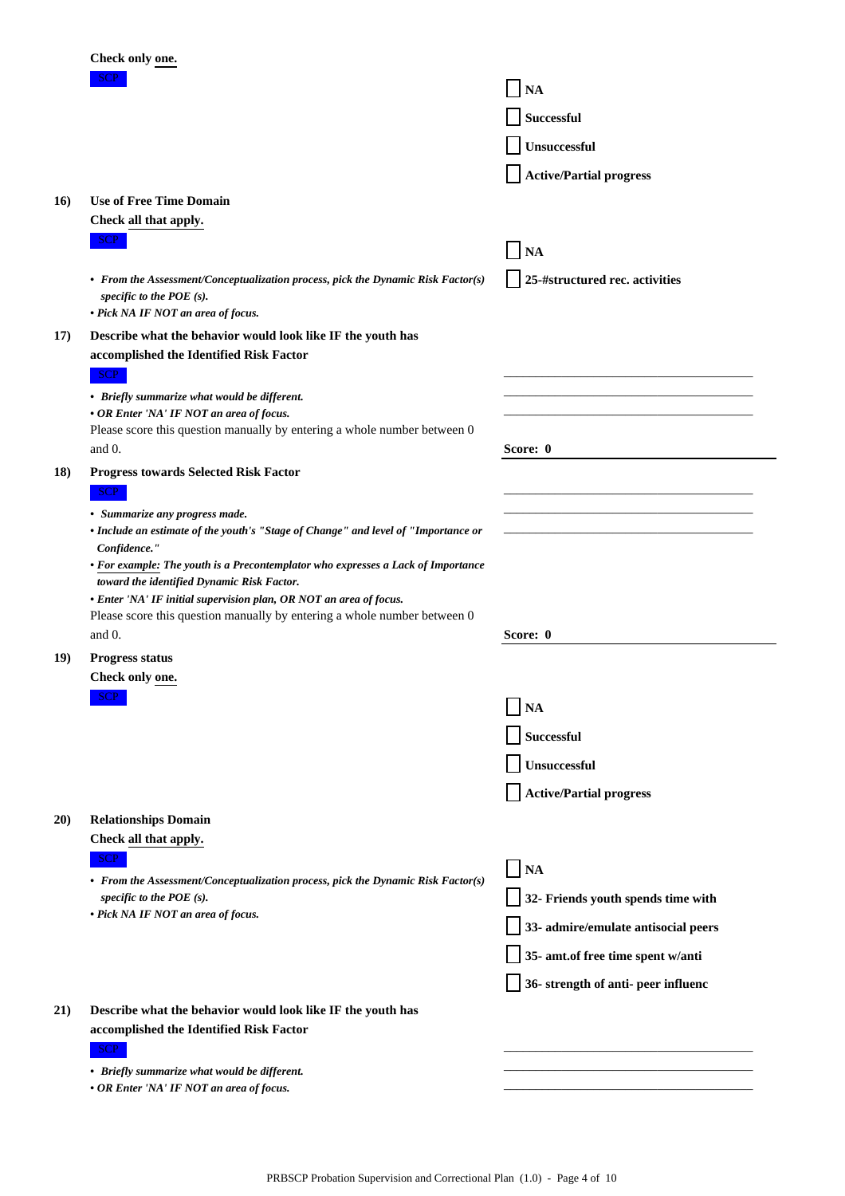Check only **one.**

SCP

- [ ] NA
- [ ] Successful
- [ ] Unsuccessful
- [ ] Active/Partial progress

**16) Use of Free Time Domain**

Check **all that apply.**

SCP

- *From the Assessment/Conceptualization process, pick the Dynamic Risk Factor(s) specific to the POE (s).*
- *Pick NA IF NOT an area of focus.*

- [ ] NA
- [ ] 25-#structured rec. activities

**17) Describe what the behavior would look like IF the youth has accomplished the Identified Risk Factor**

SCP

- *Briefly summarize what would be different.*
- *OR Enter 'NA' IF NOT an area of focus.*

Please score this question manually by entering a whole number between 0 and 0.

______________________________________

______________________________________

______________________________________

**Score: 0**

**18) Progress towards Selected Risk Factor**

SCP

- *Summarize any progress made.*
- *Include an estimate of the youth's "Stage of Change" and level of "Importance or Confidence."*
- *For example: The youth is a Precontemplator who expresses a Lack of Importance toward the identified Dynamic Risk Factor.*
- *Enter 'NA' IF initial supervision plan, OR NOT an area of focus.*

Please score this question manually by entering a whole number between 0 and 0.

______________________________________

______________________________________

______________________________________

**Score: 0**

**19) Progress status**

Check only **one.**

SCP

- [ ] NA
- [ ] Successful
- [ ] Unsuccessful
- [ ] Active/Partial progress

**20) Relationships Domain**

Check **all that apply.**

SCP

- *From the Assessment/Conceptualization process, pick the Dynamic Risk Factor(s) specific to the POE (s).*
- *Pick NA IF NOT an area of focus.*

- [ ] NA
- [ ] 32- Friends youth spends time with
- [ ] 33- admire/emulate antisocial peers
- [ ] 35- amt.of free time spent w/anti
- [ ] 36- strength of anti- peer influenc

**21) Describe what the behavior would look like IF the youth has accomplished the Identified Risk Factor**

SCP

- *Briefly summarize what would be different.*
- *OR Enter 'NA' IF NOT an area of focus.*

______________________________________

______________________________________

______________________________________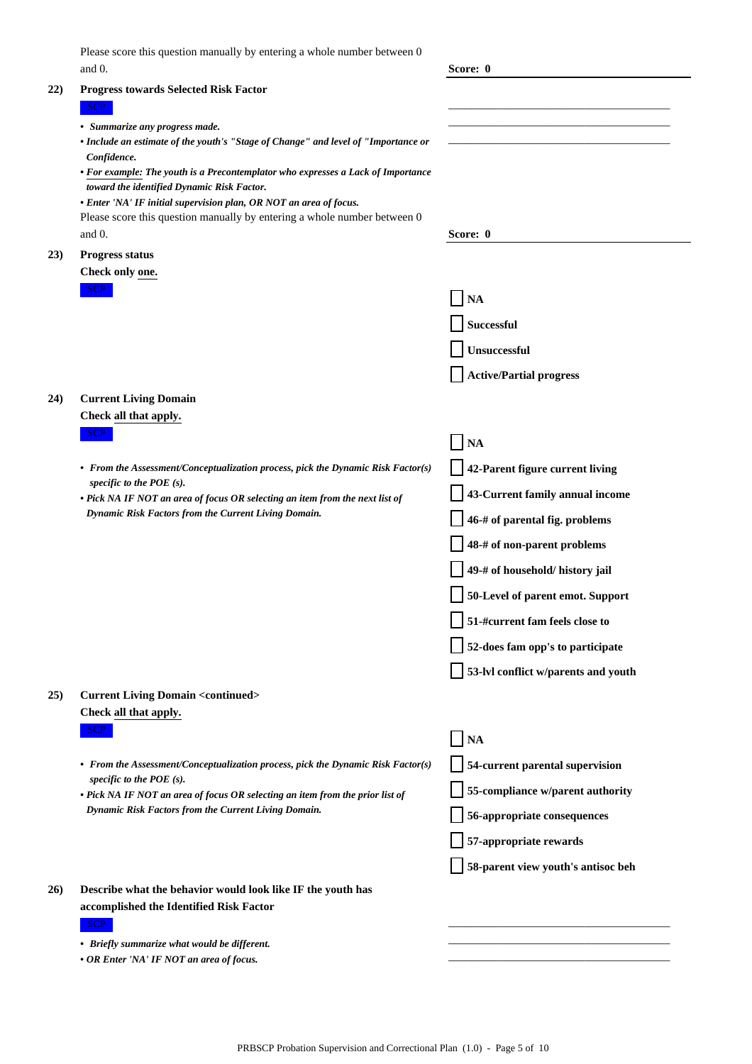Please score this question manually by entering a whole number between 0 and 0.

**Score: 0**

**22) Progress towards Selected Risk Factor**

SCP

- ***Summarize any progress made.***
- ***Include an estimate of the youth's "Stage of Change" and level of "Importance or Confidence.***
- ***For example: The youth is a Precontemplator who expresses a Lack of Importance toward the identified Dynamic Risk Factor.***
- ***Enter 'NA' IF initial supervision plan, OR NOT an area of focus.***

Please score this question manually by entering a whole number between 0 and 0.

**Score: 0**

**23) Progress status**

**Check only one.**

SCP

- [ ] **NA**
- [ ] **Successful**
- [ ] **Unsuccessful**
- [ ] **Active/Partial progress**

**24) Current Living Domain**

**Check all that apply.**

SCP

- ***From the Assessment/Conceptualization process, pick the Dynamic Risk Factor(s) specific to the POE (s).***
- ***Pick NA IF NOT an area of focus OR selecting an item from the next list of Dynamic Risk Factors from the Current Living Domain.***

- [ ] **NA**
- [ ] **42-Parent figure current living**
- [ ] **43-Current family annual income**
- [ ] **46-# of parental fig. problems**
- [ ] **48-# of non-parent problems**
- [ ] **49-# of household/ history jail**
- [ ] **50-Level of parent emot. Support**
- [ ] **51-#current fam feels close to**
- [ ] **52-does fam opp's to participate**
- [ ] **53-lvl conflict w/parents and youth**

**25) Current Living Domain <continued>**

**Check all that apply.**

SCP

- ***From the Assessment/Conceptualization process, pick the Dynamic Risk Factor(s) specific to the POE (s).***
- ***Pick NA IF NOT an area of focus OR selecting an item from the prior list of Dynamic Risk Factors from the Current Living Domain.***

- [ ] **NA**
- [ ] **54-current parental supervision**
- [ ] **55-compliance w/parent authority**
- [ ] **56-appropriate consequences**
- [ ] **57-appropriate rewards**
- [ ] **58-parent view youth's antisoc beh**

**26) Describe what the behavior would look like IF the youth has accomplished the Identified Risk Factor**

SCP

- ***Briefly summarize what would be different.***
- ***OR Enter 'NA' IF NOT an area of focus.***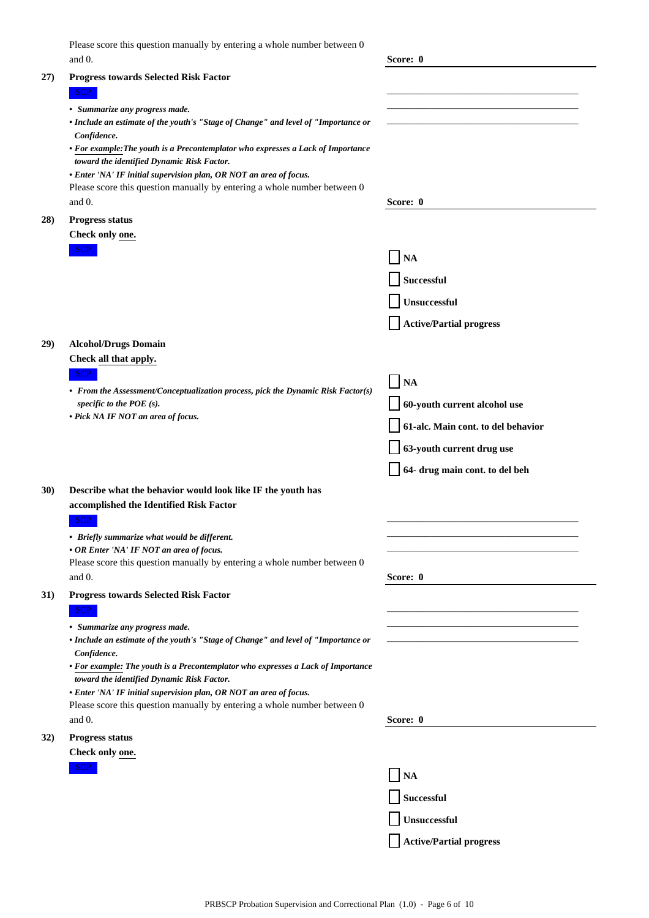Please score this question manually by entering a whole number between 0 and 0.

**Score: 0**

**27) Progress towards Selected Risk Factor**

SCP

- ***Summarize any progress made.***
- ***Include an estimate of the youth's "Stage of Change" and level of "Importance or Confidence.***
- ***For example:The youth is a Precontemplator who expresses a Lack of Importance toward the identified Dynamic Risk Factor.***
- ***Enter 'NA' IF initial supervision plan, OR NOT an area of focus.***

Please score this question manually by entering a whole number between 0 and 0.

**Score: 0**

**28) Progress status**

**Check only one.**

SCP

- [ ] **NA**
- [ ] **Successful**
- [ ] **Unsuccessful**
- [ ] **Active/Partial progress**

**29) Alcohol/Drugs Domain**

**Check all that apply.**

SCP

- ***From the Assessment/Conceptualization process, pick the Dynamic Risk Factor(s) specific to the POE (s).***
- ***Pick NA IF NOT an area of focus.***

- [ ] **NA**
- [ ] **60-youth current alcohol use**
- [ ] **61-alc. Main cont. to del behavior**
- [ ] **63-youth current drug use**
- [ ] **64- drug main cont. to del beh**

**30) Describe what the behavior would look like IF the youth has accomplished the Identified Risk Factor**

SCP

- ***Briefly summarize what would be different.***
- ***OR Enter 'NA' IF NOT an area of focus.***

Please score this question manually by entering a whole number between 0 and 0.

**Score: 0**

**31) Progress towards Selected Risk Factor**

SCP

- ***Summarize any progress made.***
- ***Include an estimate of the youth's "Stage of Change" and level of "Importance or Confidence.***
- ***For example: The youth is a Precontemplator who expresses a Lack of Importance toward the identified Dynamic Risk Factor.***
- ***Enter 'NA' IF initial supervision plan, OR NOT an area of focus.***

Please score this question manually by entering a whole number between 0 and 0.

**Score: 0**

**32) Progress status**

**Check only one.**

SCP

- [ ] **NA**
- [ ] **Successful**
- [ ] **Unsuccessful**
- [ ] **Active/Partial progress**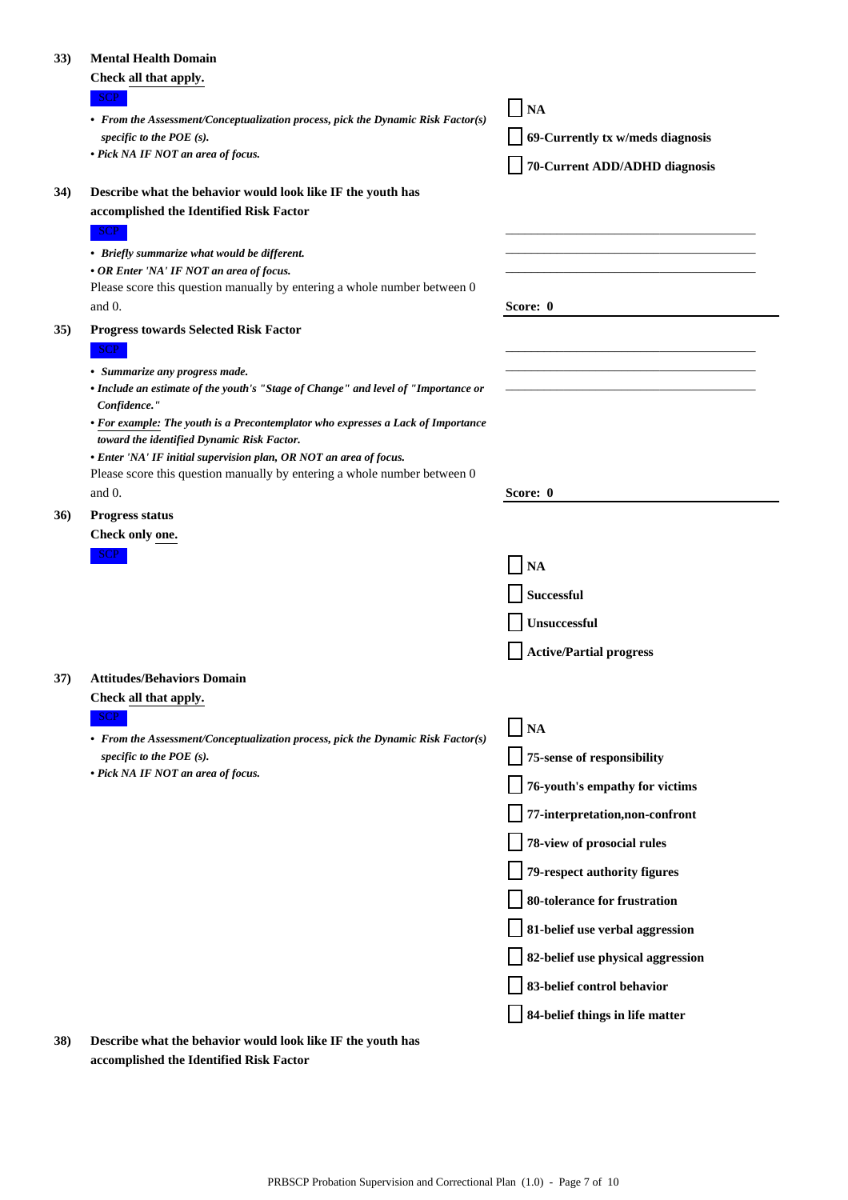**33)** **Mental Health Domain**

**Check all that apply.**

SCP

- *From the Assessment/Conceptualization process, pick the Dynamic Risk Factor(s) specific to the POE (s).*
- *Pick NA IF NOT an area of focus.*

- [ ] **NA**
- [ ] **69-Currently tx w/meds diagnosis**
- [ ] **70-Current ADD/ADHD diagnosis**

**34)** **Describe what the behavior would look like IF the youth has accomplished the Identified Risk Factor**

SCP

- *Briefly summarize what would be different.*
- *OR Enter 'NA' IF NOT an area of focus.*

Please score this question manually by entering a whole number between 0 and 0.

______________________________

______________________________

______________________________

**Score: 0**

**35)** **Progress towards Selected Risk Factor**

SCP

- *Summarize any progress made.*
- *Include an estimate of the youth's "Stage of Change" and level of "Importance or Confidence."*
- *For example: The youth is a Precontemplator who expresses a Lack of Importance toward the identified Dynamic Risk Factor.*
- *Enter 'NA' IF initial supervision plan, OR NOT an area of focus.*

Please score this question manually by entering a whole number between 0 and 0.

______________________________

______________________________

______________________________

**Score: 0**

**36)** **Progress status**

**Check only one.**

SCP

- [ ] **NA**
- [ ] **Successful**
- [ ] **Unsuccessful**
- [ ] **Active/Partial progress**

**37)** **Attitudes/Behaviors Domain**

**Check all that apply.**

SCP

- *From the Assessment/Conceptualization process, pick the Dynamic Risk Factor(s) specific to the POE (s).*
- *Pick NA IF NOT an area of focus.*

- [ ] **NA**
- [ ] **75-sense of responsibility**
- [ ] **76-youth's empathy for victims**
- [ ] **77-interpretation,non-confront**
- [ ] **78-view of prosocial rules**
- [ ] **79-respect authority figures**
- [ ] **80-tolerance for frustration**
- [ ] **81-belief use verbal aggression**
- [ ] **82-belief use physical aggression**
- [ ] **83-belief control behavior**
- [ ] **84-belief things in life matter**

**38)** **Describe what the behavior would look like IF the youth has accomplished the Identified Risk Factor**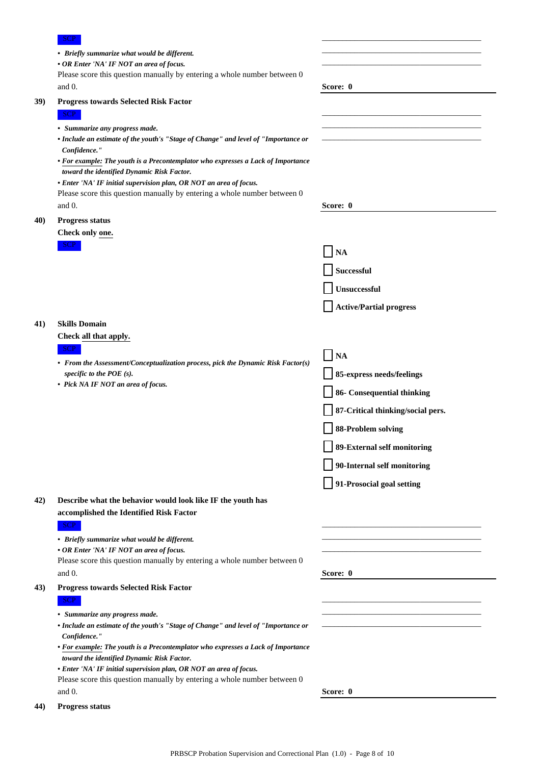SCP

- *Briefly summarize what would be different.*
- *OR Enter 'NA' IF NOT an area of focus.*

Please score this question manually by entering a whole number between 0 and 0.

Score: 0

**39) Progress towards Selected Risk Factor**

SCP

- *Summarize any progress made.*
- *Include an estimate of the youth's "Stage of Change" and level of "Importance or Confidence."*
- *For example: The youth is a Precontemplator who expresses a Lack of Importance toward the identified Dynamic Risk Factor.*
- *Enter 'NA' IF initial supervision plan, OR NOT an area of focus.*

Please score this question manually by entering a whole number between 0 and 0.

Score: 0

**40) Progress status**

**Check only one.**

SCP

- [ ] **NA**
- [ ] **Successful**
- [ ] **Unsuccessful**
- [ ] **Active/Partial progress**

**41) Skills Domain**

**Check all that apply.**

SCP

- *From the Assessment/Conceptualization process, pick the Dynamic Risk Factor(s) specific to the POE (s).*
- *Pick NA IF NOT an area of focus.*

- [ ] **NA**
- [ ] **85-express needs/feelings**
- [ ] **86- Consequential thinking**
- [ ] **87-Critical thinking/social pers.**
- [ ] **88-Problem solving**
- [ ] **89-External self monitoring**
- [ ] **90-Internal self monitoring**
- [ ] **91-Prosocial goal setting**

**42) Describe what the behavior would look like IF the youth has accomplished the Identified Risk Factor**

SCP

- *Briefly summarize what would be different.*
- *OR Enter 'NA' IF NOT an area of focus.*

Please score this question manually by entering a whole number between 0 and 0.

Score: 0

**43) Progress towards Selected Risk Factor**

SCP

- *Summarize any progress made.*
- *Include an estimate of the youth's "Stage of Change" and level of "Importance or Confidence."*
- *For example: The youth is a Precontemplator who expresses a Lack of Importance toward the identified Dynamic Risk Factor.*
- *Enter 'NA' IF initial supervision plan, OR NOT an area of focus.*

Please score this question manually by entering a whole number between 0 and 0.

Score: 0

**44) Progress status**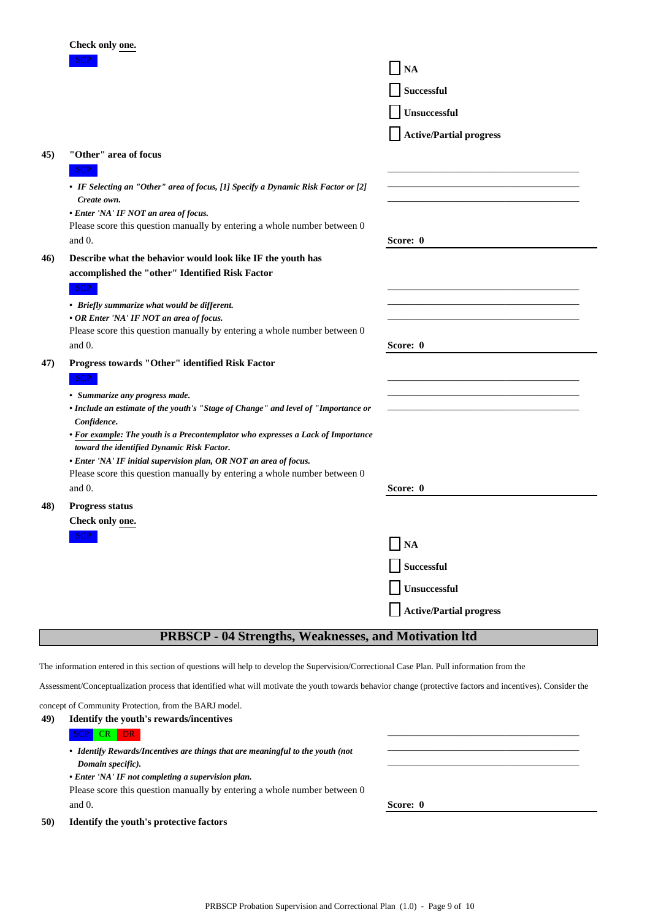Check only one.

SCP

- [ ] NA
- [ ] Successful
- [ ] Unsuccessful
- [ ] Active/Partial progress

**45) "Other" area of focus**

SCP

- *IF Selecting an "Other" area of focus, [1] Specify a Dynamic Risk Factor or [2] Create own.*
- *Enter 'NA' IF NOT an area of focus.*

Please score this question manually by entering a whole number between 0 and 0.

______________________________

______________________________

______________________________

**Score: 0**

**46) Describe what the behavior would look like IF the youth has accomplished the "other" Identified Risk Factor**

SCP

- *Briefly summarize what would be different.*
- *OR Enter 'NA' IF NOT an area of focus.*

Please score this question manually by entering a whole number between 0 and 0.

______________________________

______________________________

______________________________

**Score: 0**

**47) Progress towards "Other" identified Risk Factor**

SCP

- *Summarize any progress made.*
- *Include an estimate of the youth's "Stage of Change" and level of "Importance or Confidence.*
- *For example: The youth is a Precontemplator who expresses a Lack of Importance toward the identified Dynamic Risk Factor.*
- *Enter 'NA' IF initial supervision plan, OR NOT an area of focus.*

Please score this question manually by entering a whole number between 0 and 0.

______________________________

______________________________

______________________________

**Score: 0**

**48) Progress status**

Check only one.

SCP

- [ ] NA
- [ ] Successful
- [ ] Unsuccessful
- [ ] Active/Partial progress

## PRBSCP - 04 Strengths, Weaknesses, and Motivation ltd

The information entered in this section of questions will help to develop the Supervision/Correctional Case Plan. Pull information from the Assessment/Conceptualization process that identified what will motivate the youth towards behavior change (protective factors and incentives). Consider the concept of Community Protection, from the BARJ model.

**49) Identify the youth's rewards/incentives**

SCP CR DR

- *Identify Rewards/Incentives are things that are meaningful to the youth (not Domain specific).*
- *Enter 'NA' IF not completing a supervision plan.*

Please score this question manually by entering a whole number between 0 and 0.

______________________________

______________________________

______________________________

**Score: 0**

**50) Identify the youth's protective factors**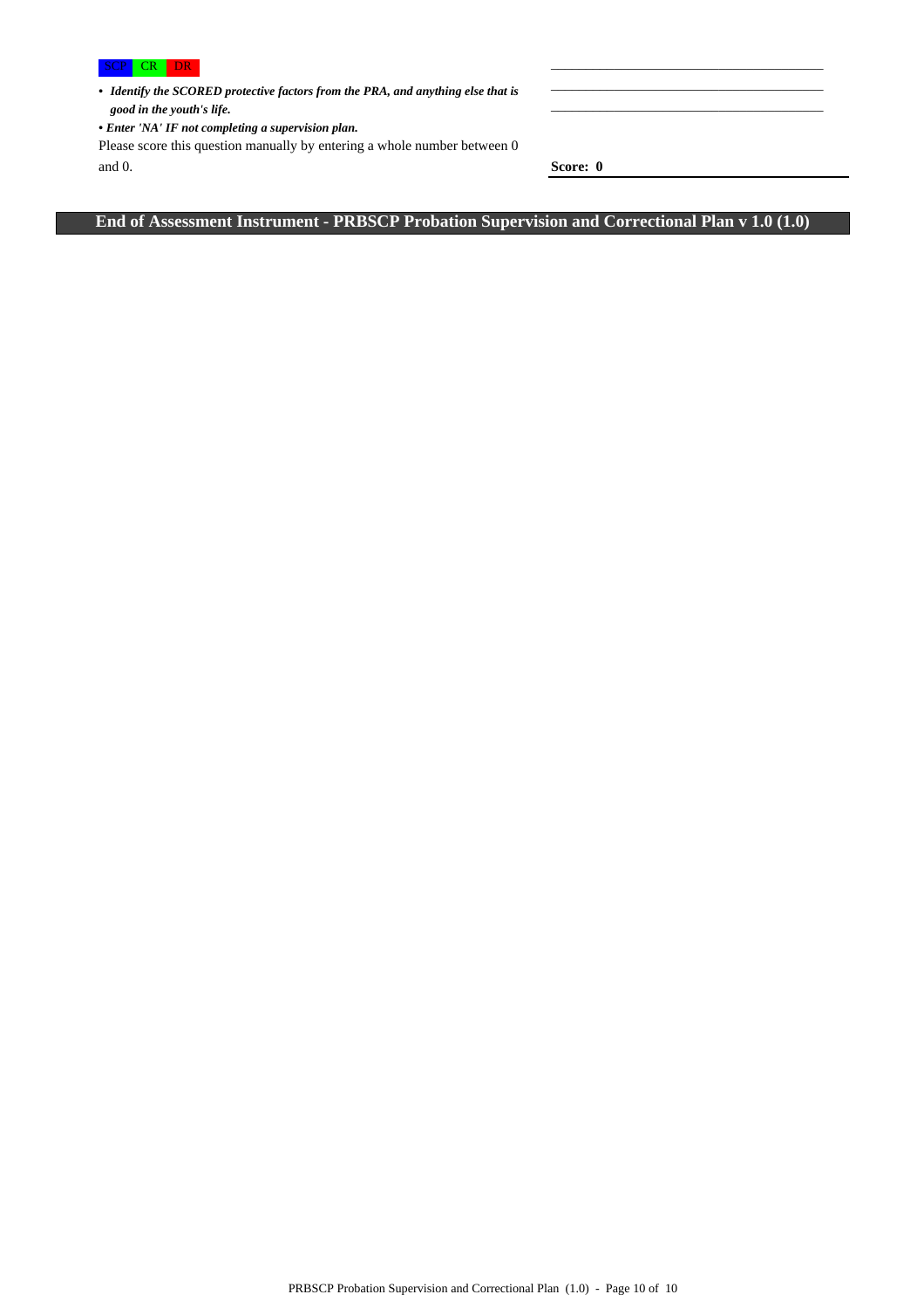SCP CR DR

- ***Identify the SCORED protective factors from the PRA, and anything else that is good in the youth's life.***
- ***Enter 'NA' IF not completing a supervision plan.***

Please score this question manually by entering a whole number between 0 and 0.

**Score: 0**

## End of Assessment Instrument - PRBSCP Probation Supervision and Correctional Plan v 1.0 (1.0)